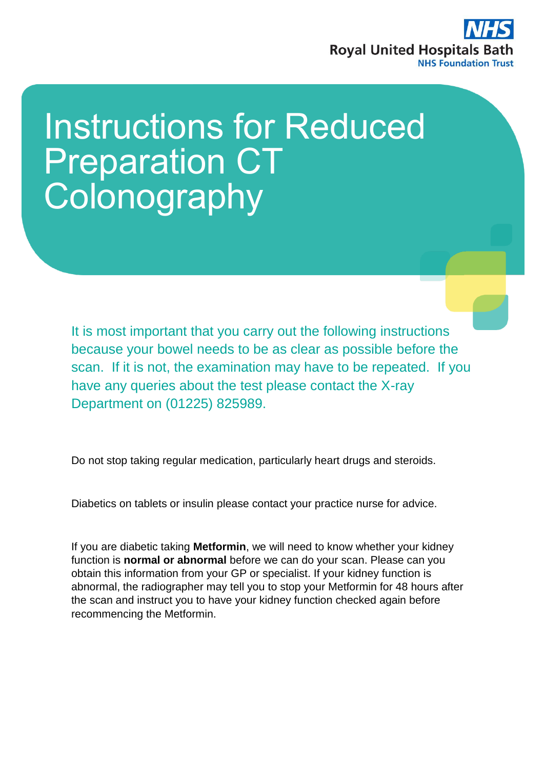Royal United Hospitals Bath
NHS Foundation Trust

# Instructions for Reduced Preparation CT Colonography

It is most important that you carry out the following instructions because your bowel needs to be as clear as possible before the scan. If it is not, the examination may have to be repeated. If you have any queries about the test please contact the X-ray Department on (01225) 825989.

Do not stop taking regular medication, particularly heart drugs and steroids.

Diabetics on tablets or insulin please contact your practice nurse for advice.

If you are diabetic taking **Metformin**, we will need to know whether your kidney function is **normal or abnormal** before we can do your scan. Please can you obtain this information from your GP or specialist. If your kidney function is abnormal, the radiographer may tell you to stop your Metformin for 48 hours after the scan and instruct you to have your kidney function checked again before recommencing the Metformin.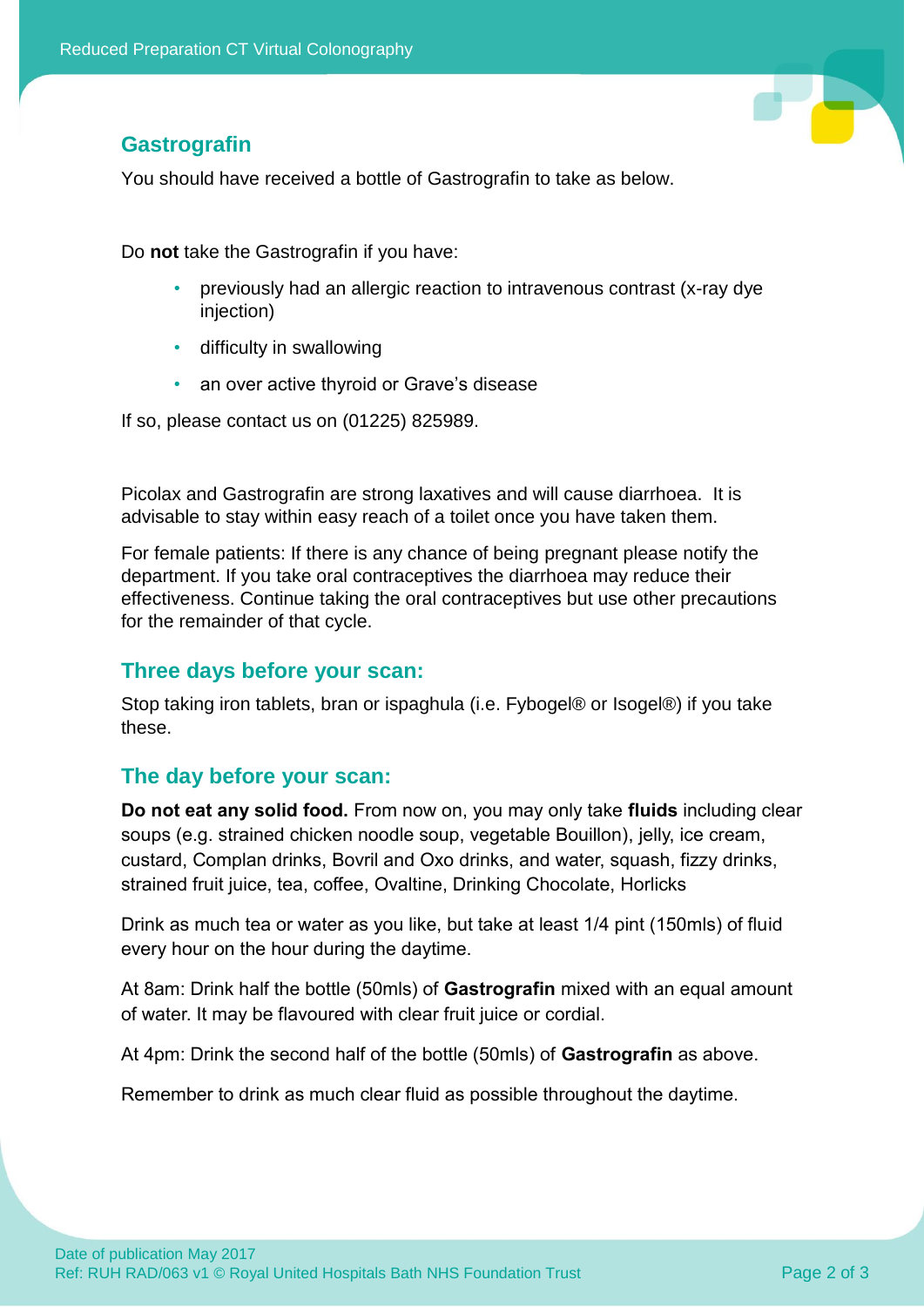## Gastrografin

You should have received a bottle of Gastrografin to take as below.

Do **not** take the Gastrografin if you have:

- previously had an allergic reaction to intravenous contrast (x-ray dye injection)
- difficulty in swallowing
- an over active thyroid or Grave's disease

If so, please contact us on (01225) 825989.

Picolax and Gastrografin are strong laxatives and will cause diarrhoea. It is advisable to stay within easy reach of a toilet once you have taken them.

For female patients: If there is any chance of being pregnant please notify the department. If you take oral contraceptives the diarrhoea may reduce their effectiveness. Continue taking the oral contraceptives but use other precautions for the remainder of that cycle.

## Three days before your scan:

Stop taking iron tablets, bran or ispaghula (i.e. Fybogel® or Isogel®) if you take these.

## The day before your scan:

**Do not eat any solid food.** From now on, you may only take **fluids** including clear soups (e.g. strained chicken noodle soup, vegetable Bouillon), jelly, ice cream, custard, Complan drinks, Bovril and Oxo drinks, and water, squash, fizzy drinks, strained fruit juice, tea, coffee, Ovaltine, Drinking Chocolate, Horlicks

Drink as much tea or water as you like, but take at least 1/4 pint (150mls) of fluid every hour on the hour during the daytime.

At 8am: Drink half the bottle (50mls) of **Gastrografin** mixed with an equal amount of water. It may be flavoured with clear fruit juice or cordial.

At 4pm: Drink the second half of the bottle (50mls) of **Gastrografin** as above.

Remember to drink as much clear fluid as possible throughout the daytime.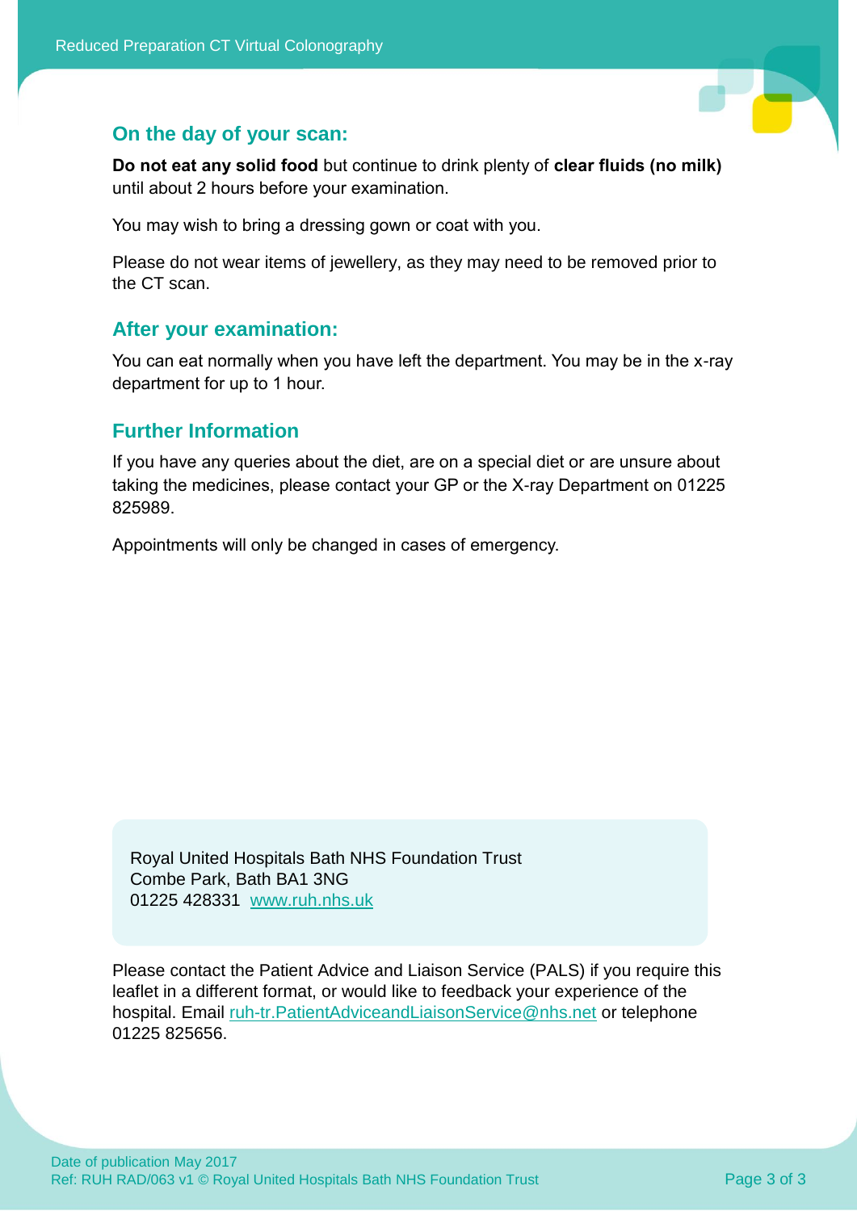## On the day of your scan:

**Do not eat any solid food** but continue to drink plenty of **clear fluids (no milk)** until about 2 hours before your examination.

You may wish to bring a dressing gown or coat with you.

Please do not wear items of jewellery, as they may need to be removed prior to the CT scan.

## After your examination:

You can eat normally when you have left the department. You may be in the x-ray department for up to 1 hour.

## Further Information

If you have any queries about the diet, are on a special diet or are unsure about taking the medicines, please contact your GP or the X-ray Department on 01225 825989.

Appointments will only be changed in cases of emergency.

Royal United Hospitals Bath NHS Foundation Trust
Combe Park, Bath BA1 3NG
01225 428331 www.ruh.nhs.uk

Please contact the Patient Advice and Liaison Service (PALS) if you require this leaflet in a different format, or would like to feedback your experience of the hospital. Email ruh-tr.PatientAdviceandLiaisonService@nhs.net or telephone 01225 825656.

Date of publication May 2017
Ref: RUH RAD/063 v1 © Royal United Hospitals Bath NHS Foundation Trust